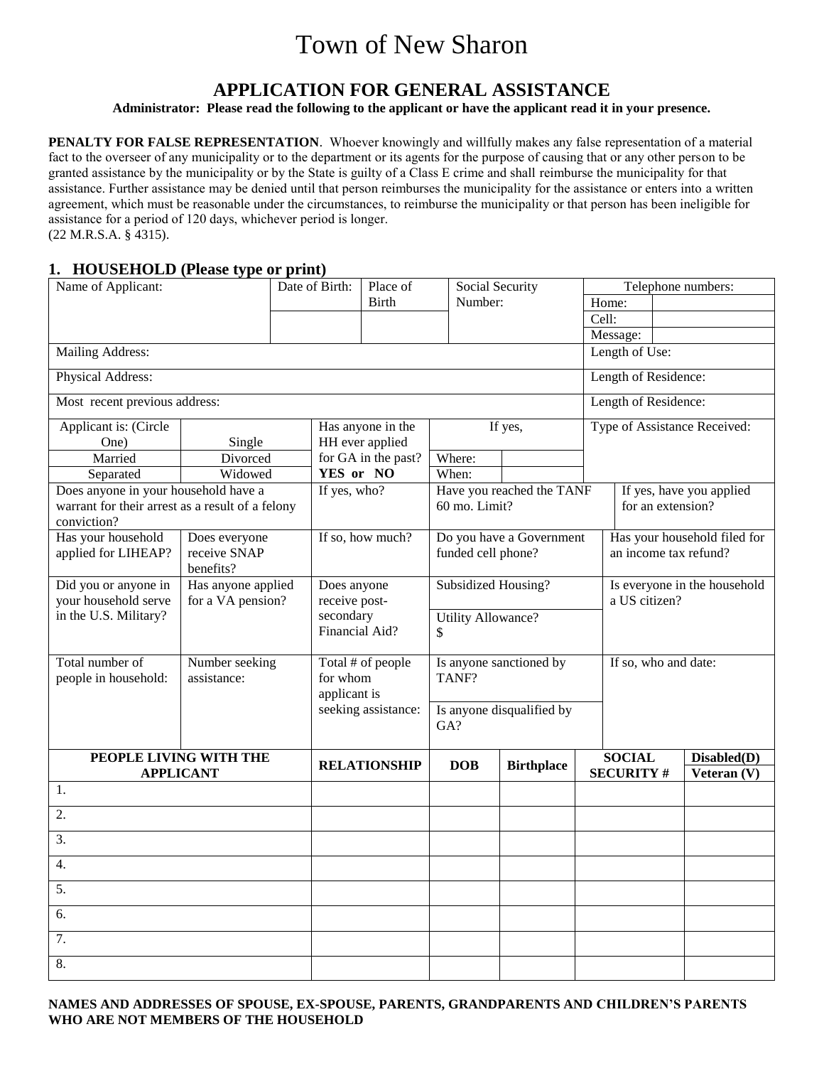# Town of New Sharon

## APPLICATION FOR GENERAL ASSISTANCE

**Administrator: Please read the following to the applicant or have the applicant read it in your presence.**

**PENALTY FOR FALSE REPRESENTATION**. Whoever knowingly and willfully makes any false representation of a material fact to the overseer of any municipality or to the department or its agents for the purpose of causing that or any other person to be granted assistance by the municipality or by the State is guilty of a Class E crime and shall reimburse the municipality for that assistance. Further assistance may be denied until that person reimburses the municipality for the assistance or enters into a written agreement, which must be reasonable under the circumstances, to reimburse the municipality or that person has been ineligible for assistance for a period of 120 days, whichever period is longer.
(22 M.R.S.A. § 4315).

### 1. HOUSEHOLD (Please type or print)

| Name of Applicant: | Date of Birth: | Place of Birth | Social Security Number: | Telephone numbers: Home: / Cell: / Message: |
|---|---|---|---|---|
| Mailing Address: | | | | Length of Use: |
| Physical Address: | | | | Length of Residence: |
| Most recent previous address: | | | | Length of Residence: |

| Applicant is: (Circle One) | Single | Has anyone in the HH ever applied for GA in the past? YES or NO | If yes, Where: When: | Type of Assistance Received: |
|---|---|---|---|---|
| Married | Divorced | | | |
| Separated | Widowed | | | |

| Does anyone in your household have a warrant for their arrest as a result of a felony conviction? | | If yes, who? | Have you reached the TANF 60 mo. Limit? | If yes, have you applied for an extension? |
|---|---|---|---|---|
| Has your household applied for LIHEAP? | Does everyone receive SNAP benefits? | If so, how much? | Do you have a Government funded cell phone? | Has your household filed for an income tax refund? |
| Did you or anyone in your household serve in the U.S. Military? | Has anyone applied for a VA pension? | Does anyone receive post-secondary Financial Aid? | Subsidized Housing? / Utility Allowance? $ | Is everyone in the household a US citizen? |
| Total number of people in household: | Number seeking assistance: | Total # of people for whom applicant is seeking assistance: | Is anyone sanctioned by TANF? / Is anyone disqualified by GA? | If so, who and date: |

| PEOPLE LIVING WITH THE APPLICANT | RELATIONSHIP | DOB | Birthplace | SOCIAL SECURITY # | Disabled(D) Veteran (V) |
|---|---|---|---|---|---|
| 1. | | | | | |
| 2. | | | | | |
| 3. | | | | | |
| 4. | | | | | |
| 5. | | | | | |
| 6. | | | | | |
| 7. | | | | | |
| 8. | | | | | |

**NAMES AND ADDRESSES OF SPOUSE, EX-SPOUSE, PARENTS, GRANDPARENTS AND CHILDREN'S PARENTS WHO ARE NOT MEMBERS OF THE HOUSEHOLD**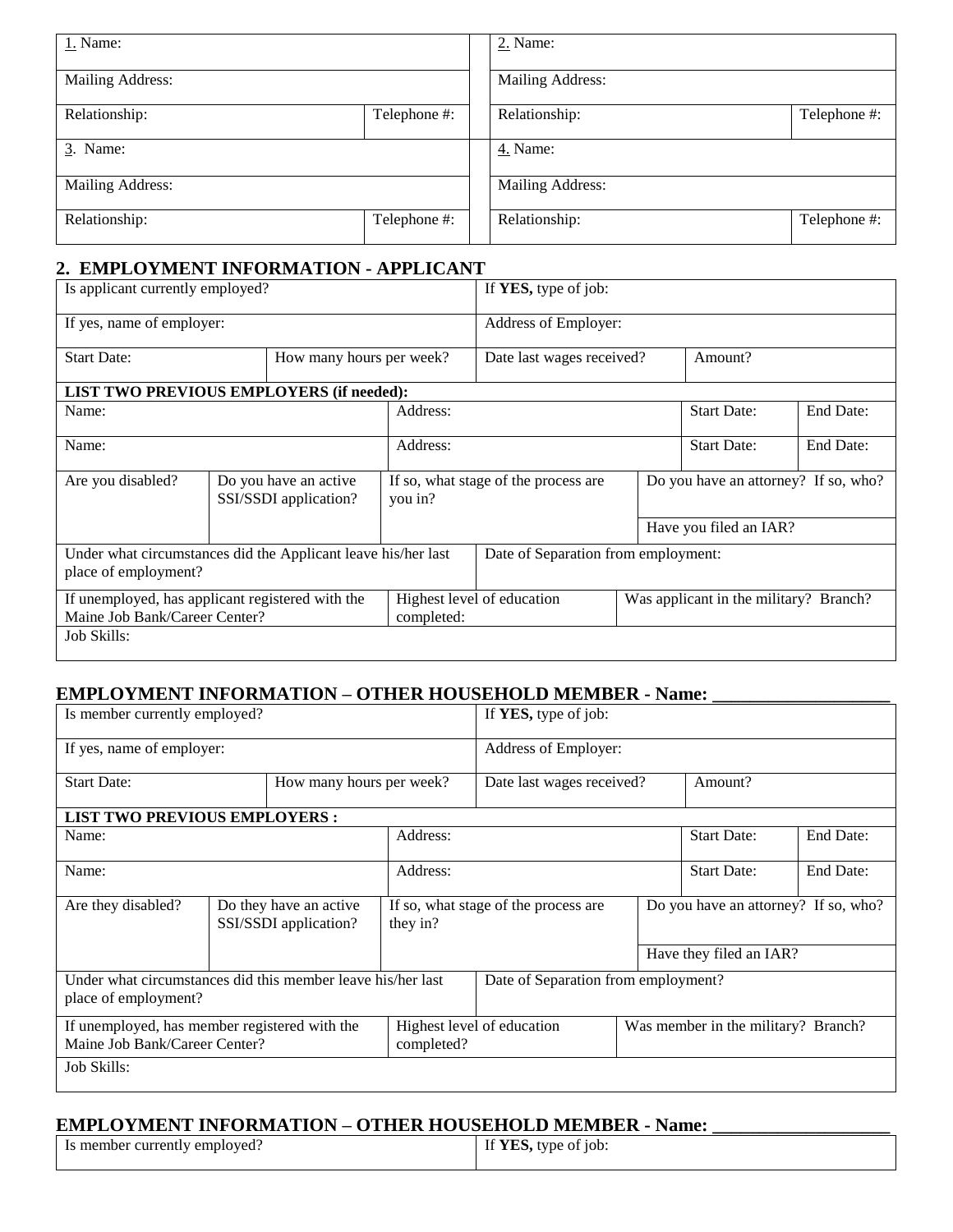| 1. Name: | | 2. Name: | |
|---|---|---|---|
| Mailing Address: | | Mailing Address: | |
| Relationship: | Telephone #: | Relationship: | Telephone #: |
| 3. Name: | | 4. Name: | |
| Mailing Address: | | Mailing Address: | |
| Relationship: | Telephone #: | Relationship: | Telephone #: |

## 2. EMPLOYMENT INFORMATION - APPLICANT

| Is applicant currently employed? | | If **YES,** type of job: | |
|---|---|---|---|
| If yes, name of employer: | | Address of Employer: | |
| Start Date: | How many hours per week? | Date last wages received? | Amount? |

| **LIST TWO PREVIOUS EMPLOYERS (if needed):** | | | |
|---|---|---|---|
| Name: | Address: | Start Date: | End Date: |
| Name: | Address: | Start Date: | End Date: |

| Are you disabled? | Do you have an active SSI/SSDI application? | If so, what stage of the process are you in? | Do you have an attorney? If so, who? |
|---|---|---|---|
| | | | Have you filed an IAR? |

| Under what circumstances did the Applicant leave his/her last place of employment? | | Date of Separation from employment: |
|---|---|---|
| If unemployed, has applicant registered with the Maine Job Bank/Career Center? | Highest level of education completed: | Was applicant in the military? Branch? |
| Job Skills: | | |

## EMPLOYMENT INFORMATION – OTHER HOUSEHOLD MEMBER - Name: ___________________

| Is member currently employed? | | If **YES,** type of job: | |
|---|---|---|---|
| If yes, name of employer: | | Address of Employer: | |
| Start Date: | How many hours per week? | Date last wages received? | Amount? |

| **LIST TWO PREVIOUS EMPLOYERS :** | | | |
|---|---|---|---|
| Name: | Address: | Start Date: | End Date: |
| Name: | Address: | Start Date: | End Date: |

| Are they disabled? | Do they have an active SSI/SSDI application? | If so, what stage of the process are they in? | Do you have an attorney? If so, who? |
|---|---|---|---|
| | | | Have they filed an IAR? |

| Under what circumstances did this member leave his/her last place of employment? | | Date of Separation from employment? |
|---|---|---|
| If unemployed, has member registered with the Maine Job Bank/Career Center? | Highest level of education completed? | Was member in the military? Branch? |
| Job Skills: | | |

## EMPLOYMENT INFORMATION – OTHER HOUSEHOLD MEMBER - Name: ___________________

| Is member currently employed? | If **YES,** type of job: |
|---|---|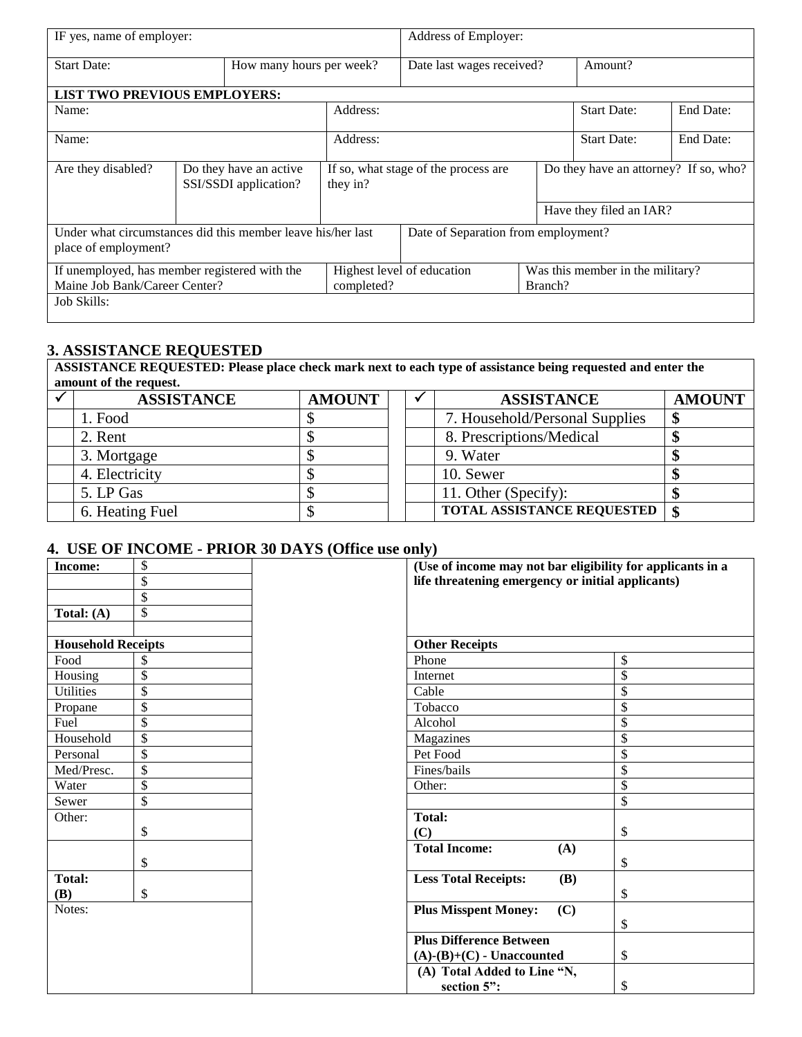| IF yes, name of employer: | | | Address of Employer: | |
|---|---|---|---|---|
| Start Date: | How many hours per week? | | Date last wages received? | Amount? |

**LIST TWO PREVIOUS EMPLOYERS:**

| Name: | Address: | Start Date: | End Date: |
|---|---|---|---|
| Name: | Address: | Start Date: | End Date: |

| Are they disabled? | Do they have an active SSI/SSDI application? | If so, what stage of the process are they in? | Do they have an attorney? If so, who? |
|---|---|---|---|
| | | | Have they filed an IAR? |

| Under what circumstances did this member leave his/her last place of employment? | | Date of Separation from employment? |
|---|---|---|
| If unemployed, has member registered with the Maine Job Bank/Career Center? | Highest level of education completed? | Was this member in the military? Branch? |
| Job Skills: | | |

## 3. ASSISTANCE REQUESTED

**ASSISTANCE REQUESTED: Please place check mark next to each type of assistance being requested and enter the amount of the request.**

| ✓ | ASSISTANCE | AMOUNT | ✓ | ASSISTANCE | AMOUNT |
|---|---|---|---|---|---|
| | 1. Food | $ | | 7. Household/Personal Supplies | $ |
| | 2. Rent | $ | | 8. Prescriptions/Medical | $ |
| | 3. Mortgage | $ | | 9. Water | $ |
| | 4. Electricity | $ | | 10. Sewer | $ |
| | 5. LP Gas | $ | | 11. Other (Specify): | $ |
| | 6. Heating Fuel | $ | | **TOTAL ASSISTANCE REQUESTED** | $ |

## 4. USE OF INCOME - PRIOR 30 DAYS (Office use only)

**(Use of income may not bar eligibility for applicants in a life threatening emergency or initial applicants)**

| **Income:** | $ |
|---|---|
| | $ |
| | $ |
| **Total: (A)** | $ |
| | |
| **Household Receipts** | |
| Food | $ |
| Housing | $ |
| Utilities | $ |
| Propane | $ |
| Fuel | $ |
| Household | $ |
| Personal | $ |
| Med/Presc. | $ |
| Water | $ |
| Sewer | $ |
| Other: | $ |
| | $ |
| **Total: (B)** | $ |
| Notes: | |

| **Other Receipts** | |
|---|---|
| Phone | $ |
| Internet | $ |
| Cable | $ |
| Tobacco | $ |
| Alcohol | $ |
| Magazines | $ |
| Pet Food | $ |
| Fines/bails | $ |
| Other: | $ |
| | $ |
| **Total: (C)** | $ |
| **Total Income: (A)** | $ |
| **Less Total Receipts: (B)** | $ |
| **Plus Misspent Money: (C)** | $ |
| **Plus Difference Between (A)-(B)+(C) - Unaccounted** | $ |
| **(A) Total Added to Line "N, section 5":** | $ |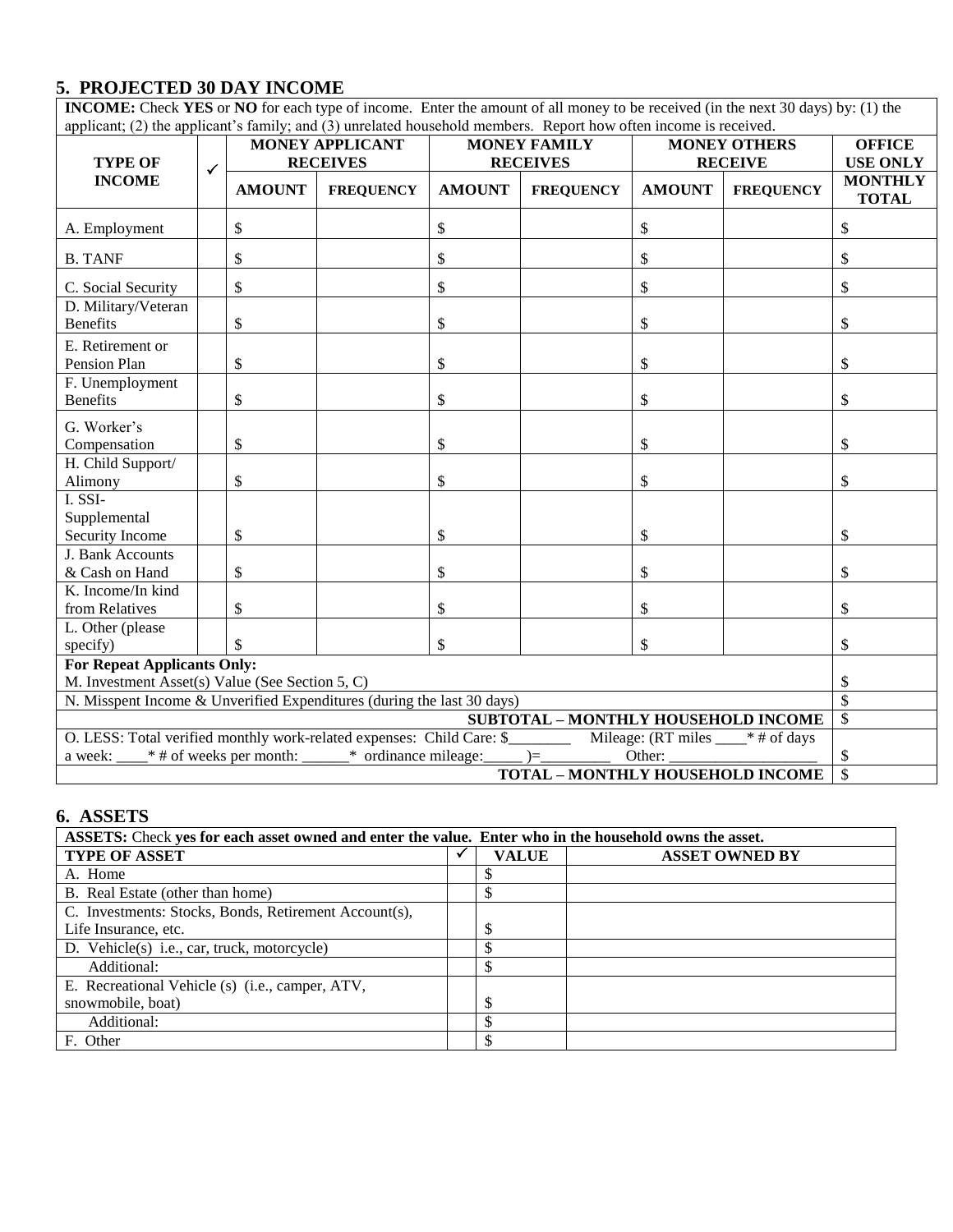## 5. PROJECTED 30 DAY INCOME

**INCOME:** Check **YES** or **NO** for each type of income. Enter the amount of all money to be received (in the next 30 days) by: (1) the applicant; (2) the applicant's family; and (3) unrelated household members. Report how often income is received.

| TYPE OF INCOME | ✓ | MONEY APPLICANT RECEIVES | | MONEY FAMILY RECEIVES | | MONEY OTHERS RECEIVE | | OFFICE USE ONLY |
|---|---|---|---|---|---|---|---|---|
| | | AMOUNT | FREQUENCY | AMOUNT | FREQUENCY | AMOUNT | FREQUENCY | MONTHLY TOTAL |
| A. Employment | | $ | | $ | | $ | | $ |
| B. TANF | | $ | | $ | | $ | | $ |
| C. Social Security | | $ | | $ | | $ | | $ |
| D. Military/Veteran Benefits | | $ | | $ | | $ | | $ |
| E. Retirement or Pension Plan | | $ | | $ | | $ | | $ |
| F. Unemployment Benefits | | $ | | $ | | $ | | $ |
| G. Worker's Compensation | | $ | | $ | | $ | | $ |
| H. Child Support/ Alimony | | $ | | $ | | $ | | $ |
| I. SSI-Supplemental Security Income | | $ | | $ | | $ | | $ |
| J. Bank Accounts & Cash on Hand | | $ | | $ | | $ | | $ |
| K. Income/In kind from Relatives | | $ | | $ | | $ | | $ |
| L. Other (please specify) | | $ | | $ | | $ | | $ |
| **For Repeat Applicants Only:** | | | | | | | | |
| M. Investment Asset(s) Value (See Section 5, C) | | | | | | | | $ |
| N. Misspent Income & Unverified Expenditures (during the last 30 days) | | | | | | | | $ |
| | | | | | | | **SUBTOTAL – MONTHLY HOUSEHOLD INCOME** | $ |
| O. LESS: Total verified monthly work-related expenses: Child Care: $________ Mileage: (RT miles ____* # of days a week: ____* # of weeks per month: ______* ordinance mileage:_____ )=_________ Other: __________________ | | | | | | | | $ |
| | | | | | | | **TOTAL – MONTHLY HOUSEHOLD INCOME** | $ |

## 6. ASSETS

**ASSETS:** Check **yes for each asset owned and enter the value. Enter who in the household owns the asset.**

| TYPE OF ASSET | ✓ | VALUE | ASSET OWNED BY |
|---|---|---|---|
| A. Home | | $ | |
| B. Real Estate (other than home) | | $ | |
| C. Investments: Stocks, Bonds, Retirement Account(s), Life Insurance, etc. | | $ | |
| D. Vehicle(s) i.e., car, truck, motorcycle) | | $ | |
| Additional: | | $ | |
| E. Recreational Vehicle (s) (i.e., camper, ATV, snowmobile, boat) | | $ | |
| Additional: | | $ | |
| F. Other | | $ | |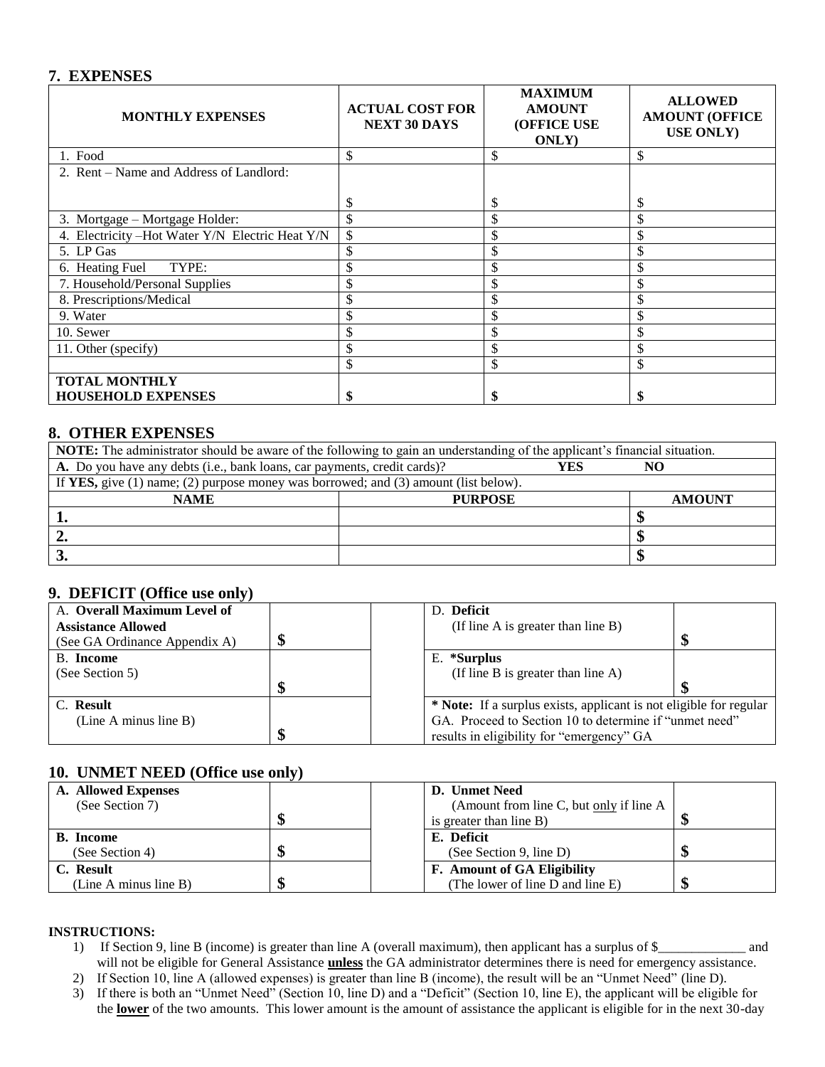## 7. EXPENSES

| MONTHLY EXPENSES | ACTUAL COST FOR NEXT 30 DAYS | MAXIMUM AMOUNT (OFFICE USE ONLY) | ALLOWED AMOUNT (OFFICE USE ONLY) |
|---|---|---|---|
| 1. Food | $ | $ | $ |
| 2. Rent – Name and Address of Landlord: | $ | $ | $ |
| 3. Mortgage – Mortgage Holder: | $ | $ | $ |
| 4. Electricity –Hot Water Y/N Electric Heat Y/N | $ | $ | $ |
| 5. LP Gas | $ | $ | $ |
| 6. Heating Fuel TYPE: | $ | $ | $ |
| 7. Household/Personal Supplies | $ | $ | $ |
| 8. Prescriptions/Medical | $ | $ | $ |
| 9. Water | $ | $ | $ |
| 10. Sewer | $ | $ | $ |
| 11. Other (specify) | $ | $ | $ |
| | $ | $ | $ |
| **TOTAL MONTHLY HOUSEHOLD EXPENSES** | **$** | **$** | **$** |

## 8. OTHER EXPENSES

**NOTE:** The administrator should be aware of the following to gain an understanding of the applicant's financial situation.

**A.** Do you have any debts (i.e., bank loans, car payments, credit cards)? **YES** **NO**

If **YES,** give (1) name; (2) purpose money was borrowed; and (3) amount (list below).

| NAME | PURPOSE | AMOUNT |
|---|---|---|
| **1.** | | **$** |
| **2.** | | **$** |
| **3.** | | **$** |

## 9. DEFICIT (Office use only)

| | | | |
|---|---|---|---|
| A. **Overall Maximum Level of Assistance Allowed** (See GA Ordinance Appendix A) | **$** | D. **Deficit** (If line A is greater than line B) | **$** |
| B. **Income** (See Section 5) | **$** | E. **\*Surplus** (If line B is greater than line A) | **$** |
| C. **Result** (Line A minus line B) | **$** | **\* Note:** If a surplus exists, applicant is not eligible for regular GA. Proceed to Section 10 to determine if "unmet need" results in eligibility for "emergency" GA | |

## 10. UNMET NEED (Office use only)

| | | | |
|---|---|---|---|
| **A. Allowed Expenses** (See Section 7) | **$** | **D. Unmet Need** (Amount from line C, but only if line A is greater than line B) | **$** |
| **B. Income** (See Section 4) | **$** | **E. Deficit** (See Section 9, line D) | **$** |
| **C. Result** (Line A minus line B) | **$** | **F. Amount of GA Eligibility** (The lower of line D and line E) | **$** |

**INSTRUCTIONS:**

1) If Section 9, line B (income) is greater than line A (overall maximum), then applicant has a surplus of $_____________ and will not be eligible for General Assistance **unless** the GA administrator determines there is need for emergency assistance.
2) If Section 10, line A (allowed expenses) is greater than line B (income), the result will be an "Unmet Need" (line D).
3) If there is both an "Unmet Need" (Section 10, line D) and a "Deficit" (Section 10, line E), the applicant will be eligible for the **lower** of the two amounts. This lower amount is the amount of assistance the applicant is eligible for in the next 30-day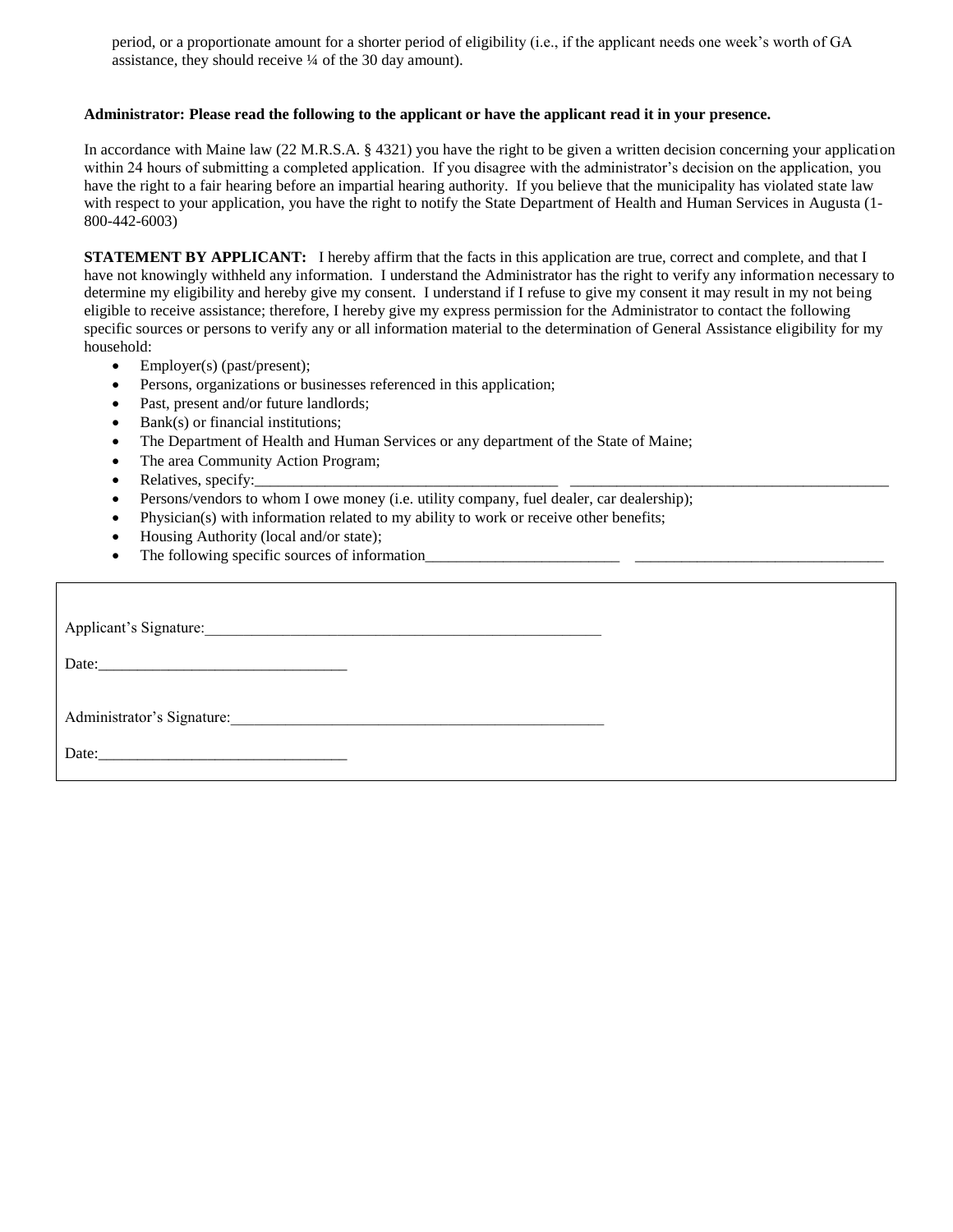period, or a proportionate amount for a shorter period of eligibility (i.e., if the applicant needs one week's worth of GA assistance, they should receive ¼ of the 30 day amount).

**Administrator: Please read the following to the applicant or have the applicant read it in your presence.**

In accordance with Maine law (22 M.R.S.A. § 4321) you have the right to be given a written decision concerning your application within 24 hours of submitting a completed application. If you disagree with the administrator's decision on the application, you have the right to a fair hearing before an impartial hearing authority. If you believe that the municipality has violated state law with respect to your application, you have the right to notify the State Department of Health and Human Services in Augusta (1-800-442-6003)

**STATEMENT BY APPLICANT:** I hereby affirm that the facts in this application are true, correct and complete, and that I have not knowingly withheld any information. I understand the Administrator has the right to verify any information necessary to determine my eligibility and hereby give my consent. I understand if I refuse to give my consent it may result in my not being eligible to receive assistance; therefore, I hereby give my express permission for the Administrator to contact the following specific sources or persons to verify any or all information material to the determination of General Assistance eligibility for my household:

- Employer(s) (past/present);
- Persons, organizations or businesses referenced in this application;
- Past, present and/or future landlords;
- Bank(s) or financial institutions;
- The Department of Health and Human Services or any department of the State of Maine;
- The area Community Action Program;
- Relatives, specify:________________________________________ __________________________________________
- Persons/vendors to whom I owe money (i.e. utility company, fuel dealer, car dealership);
- Physician(s) with information related to my ability to work or receive other benefits;
- Housing Authority (local and/or state);
- The following specific sources of information_________________________ ________________________________

Applicant's Signature:_____________________________________________________

Date:________________________________

Administrator's Signature:__________________________________________________

Date:________________________________